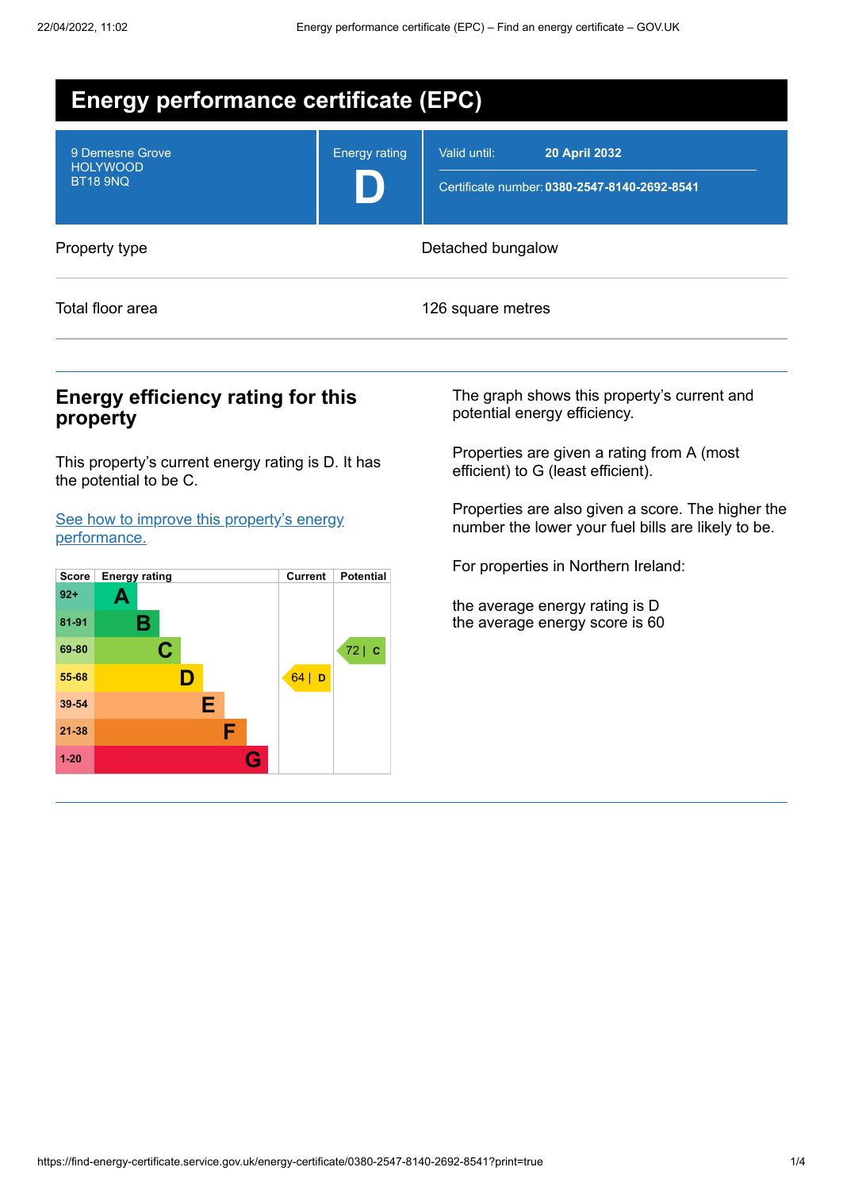# Energy performance certificate (EPC)

9 Demesne Grove
HOLYWOOD
BT18 9NQ

Energy rating
**D**

Valid until: **20 April 2032**

Certificate number: **0380-2547-8140-2692-8541**

| | |
|---|---|
| Property type | Detached bungalow |
| Total floor area | 126 square metres |

## Energy efficiency rating for this property

This property's current energy rating is D. It has the potential to be C.

[See how to improve this property's energy performance.]

Score
Energy rating
Current
Potential
92+ A
81-91 B
69-80 C
55-68 D
39-54 E
21-38 F
1-20 G
64 | D
72 | C

The graph shows this property's current and potential energy efficiency.

Properties are given a rating from A (most efficient) to G (least efficient).

Properties are also given a score. The higher the number the lower your fuel bills are likely to be.

For properties in Northern Ireland:

the average energy rating is D
the average energy score is 60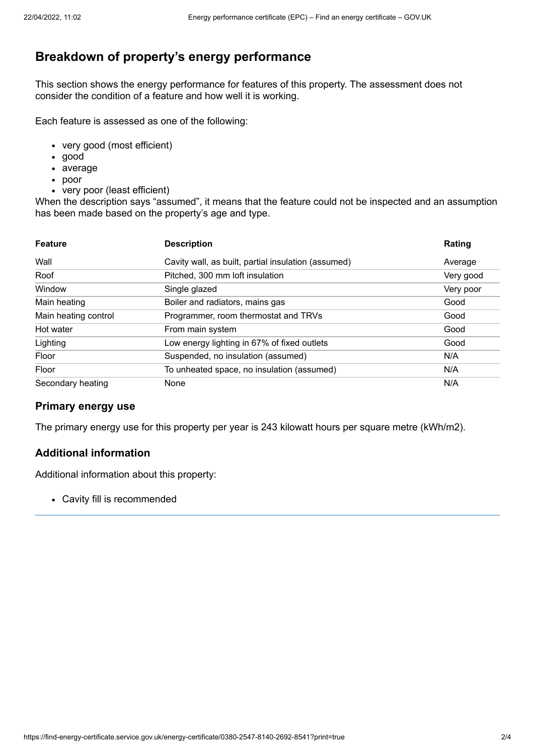## Breakdown of property's energy performance

This section shows the energy performance for features of this property. The assessment does not consider the condition of a feature and how well it is working.

Each feature is assessed as one of the following:

- very good (most efficient)
- good
- average
- poor
- very poor (least efficient)

When the description says "assumed", it means that the feature could not be inspected and an assumption has been made based on the property's age and type.

| Feature | Description | Rating |
|---|---|---|
| Wall | Cavity wall, as built, partial insulation (assumed) | Average |
| Roof | Pitched, 300 mm loft insulation | Very good |
| Window | Single glazed | Very poor |
| Main heating | Boiler and radiators, mains gas | Good |
| Main heating control | Programmer, room thermostat and TRVs | Good |
| Hot water | From main system | Good |
| Lighting | Low energy lighting in 67% of fixed outlets | Good |
| Floor | Suspended, no insulation (assumed) | N/A |
| Floor | To unheated space, no insulation (assumed) | N/A |
| Secondary heating | None | N/A |

### Primary energy use

The primary energy use for this property per year is 243 kilowatt hours per square metre (kWh/m2).

### Additional information

Additional information about this property:

- Cavity fill is recommended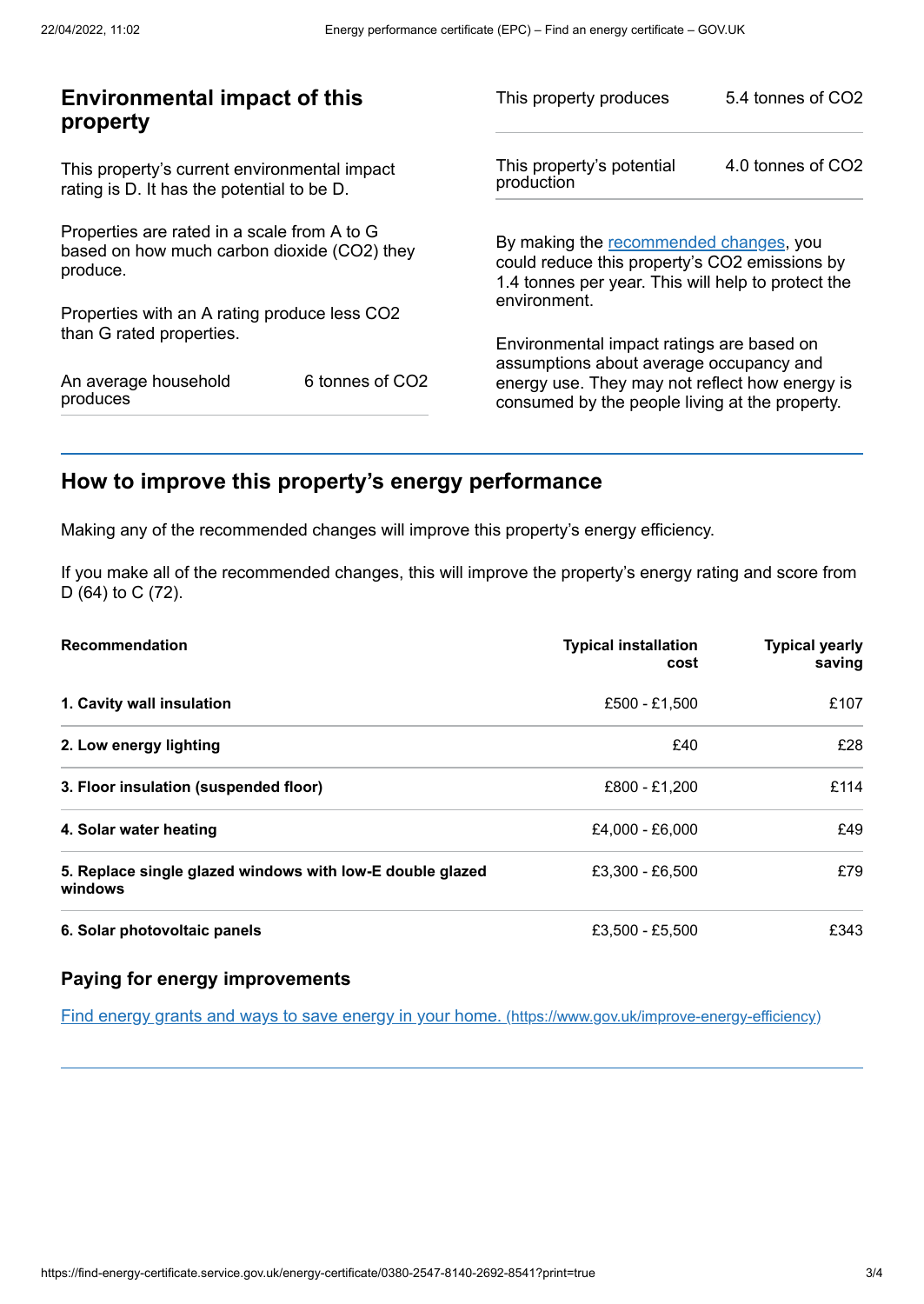## Environmental impact of this property

This property's current environmental impact rating is D. It has the potential to be D.

Properties are rated in a scale from A to G based on how much carbon dioxide ($CO_2$) they produce.

Properties with an A rating produce less $CO_2$ than G rated properties.

| | |
|---|---|
| An average household produces | 6 tonnes of $CO_2$ |

| | |
|---|---|
| This property produces | 5.4 tonnes of $CO_2$ |
| This property's potential production | 4.0 tonnes of $CO_2$ |

By making the recommended changes, you could reduce this property's $CO_2$ emissions by 1.4 tonnes per year. This will help to protect the environment.

Environmental impact ratings are based on assumptions about average occupancy and energy use. They may not reflect how energy is consumed by the people living at the property.

## How to improve this property's energy performance

Making any of the recommended changes will improve this property's energy efficiency.

If you make all of the recommended changes, this will improve the property's energy rating and score from D (64) to C (72).

| Recommendation | Typical installation cost | Typical yearly saving |
|---|---|---|
| **1. Cavity wall insulation** | £500 - £1,500 | £107 |
| **2. Low energy lighting** | £40 | £28 |
| **3. Floor insulation (suspended floor)** | £800 - £1,200 | £114 |
| **4. Solar water heating** | £4,000 - £6,000 | £49 |
| **5. Replace single glazed windows with low-E double glazed windows** | £3,300 - £6,500 | £79 |
| **6. Solar photovoltaic panels** | £3,500 - £5,500 | £343 |

### Paying for energy improvements

[Find energy grants and ways to save energy in your home. (https://www.gov.uk/improve-energy-efficiency)](https://www.gov.uk/improve-energy-efficiency)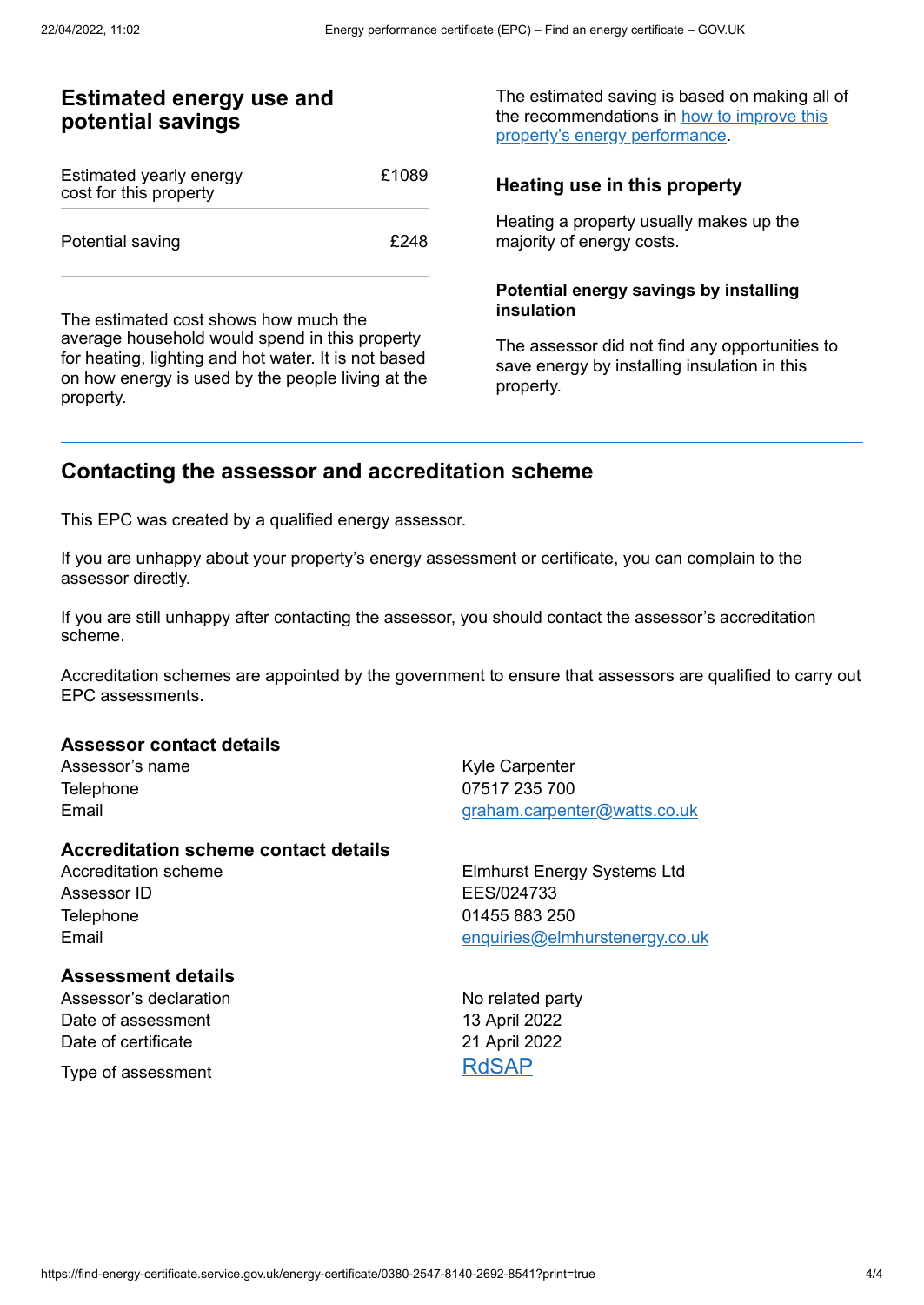## Estimated energy use and potential savings

| | |
|---|---|
| Estimated yearly energy cost for this property | £1089 |
| Potential saving | £248 |

The estimated cost shows how much the average household would spend in this property for heating, lighting and hot water. It is not based on how energy is used by the people living at the property.

The estimated saving is based on making all of the recommendations in [how to improve this property's energy performance](#).

### Heating use in this property

Heating a property usually makes up the majority of energy costs.

#### Potential energy savings by installing insulation

The assessor did not find any opportunities to save energy by installing insulation in this property.

## Contacting the assessor and accreditation scheme

This EPC was created by a qualified energy assessor.

If you are unhappy about your property's energy assessment or certificate, you can complain to the assessor directly.

If you are still unhappy after contacting the assessor, you should contact the assessor's accreditation scheme.

Accreditation schemes are appointed by the government to ensure that assessors are qualified to carry out EPC assessments.

### Assessor contact details

| | |
|---|---|
| Assessor's name | Kyle Carpenter |
| Telephone | 07517 235 700 |
| Email | [graham.carpenter@watts.co.uk](mailto:graham.carpenter@watts.co.uk) |

### Accreditation scheme contact details

| | |
|---|---|
| Accreditation scheme | Elmhurst Energy Systems Ltd |
| Assessor ID | EES/024733 |
| Telephone | 01455 883 250 |
| Email | [enquiries@elmhurstenergy.co.uk](mailto:enquiries@elmhurstenergy.co.uk) |

### Assessment details

| | |
|---|---|
| Assessor's declaration | No related party |
| Date of assessment | 13 April 2022 |
| Date of certificate | 21 April 2022 |
| Type of assessment | [RdSAP](#) |